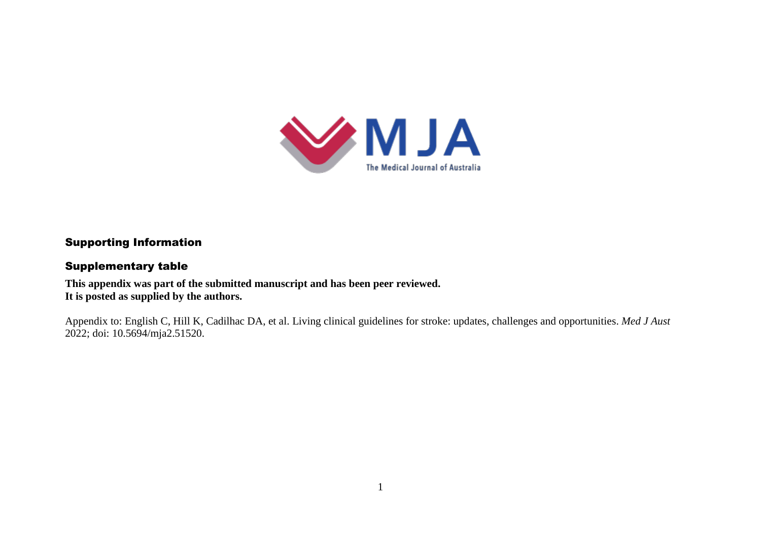## Supporting Information

## Supplementary table

**This appendix was part of the submitted manuscript and has been peer reviewed.**
**It is posted as supplied by the authors.**

Appendix to: English C, Hill K, Cadilhac DA, et al. Living clinical guidelines for stroke: updates, challenges and opportunities. *Med J Aust* 2022; doi: 10.5694/mja2.51520.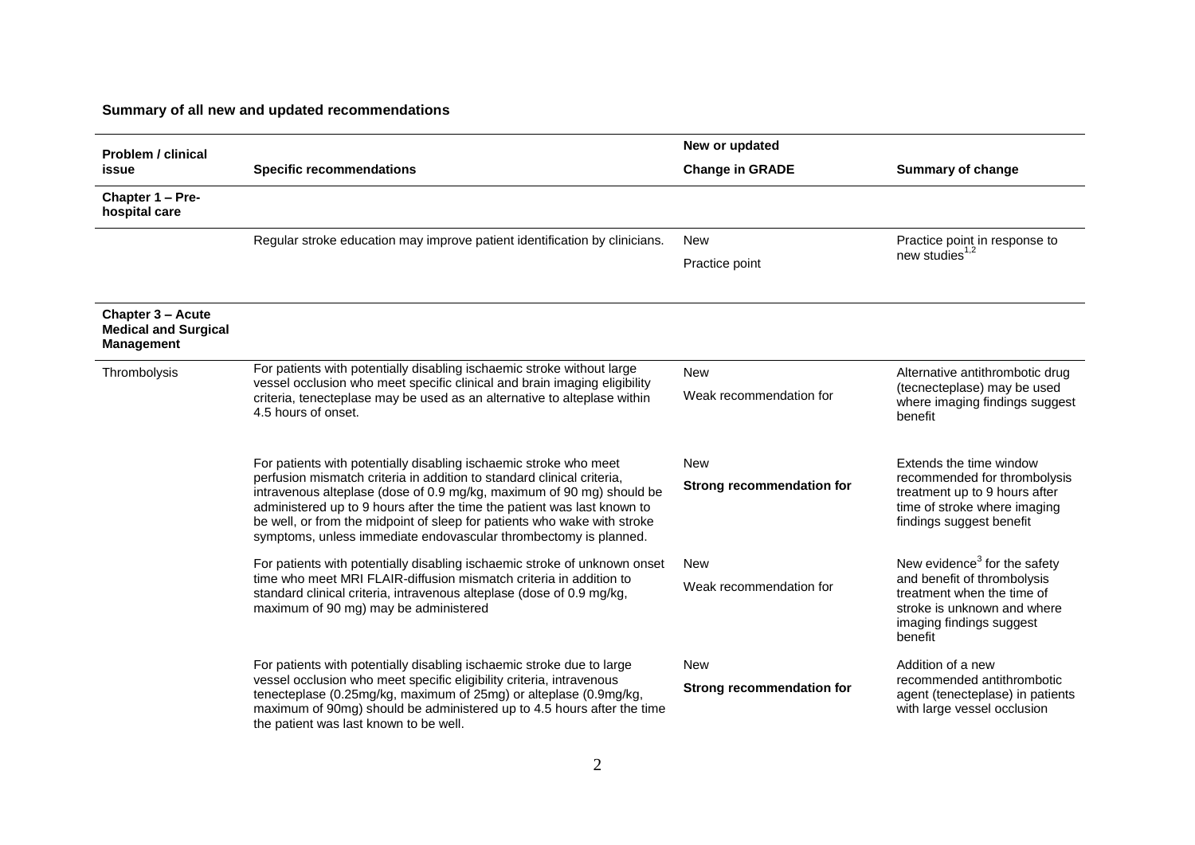**Summary of all new and updated recommendations**

| Problem / clinical issue | Specific recommendations | New or updated<br>Change in GRADE | Summary of change |
|---|---|---|---|
| **Chapter 1 – Pre-hospital care** | | | |
| | Regular stroke education may improve patient identification by clinicians. | New<br>Practice point | Practice point in response to new studies[1,2] |
| **Chapter 3 – Acute Medical and Surgical Management** | | | |
| Thrombolysis | For patients with potentially disabling ischaemic stroke without large vessel occlusion who meet specific clinical and brain imaging eligibility criteria, tenecteplase may be used as an alternative to alteplase within 4.5 hours of onset. | New<br>Weak recommendation for | Alternative antithrombotic drug (tecnecteplase) may be used where imaging findings suggest benefit |
| | For patients with potentially disabling ischaemic stroke who meet perfusion mismatch criteria in addition to standard clinical criteria, intravenous alteplase (dose of 0.9 mg/kg, maximum of 90 mg) should be administered up to 9 hours after the time the patient was last known to be well, or from the midpoint of sleep for patients who wake with stroke symptoms, unless immediate endovascular thrombectomy is planned. | New<br>**Strong recommendation for** | Extends the time window recommended for thrombolysis treatment up to 9 hours after time of stroke where imaging findings suggest benefit |
| | For patients with potentially disabling ischaemic stroke of unknown onset time who meet MRI FLAIR-diffusion mismatch criteria in addition to standard clinical criteria, intravenous alteplase (dose of 0.9 mg/kg, maximum of 90 mg) may be administered | New<br>Weak recommendation for | New evidence[3] for the safety and benefit of thrombolysis treatment when the time of stroke is unknown and where imaging findings suggest benefit |
| | For patients with potentially disabling ischaemic stroke due to large vessel occlusion who meet specific eligibility criteria, intravenous tenecteplase (0.25mg/kg, maximum of 25mg) or alteplase (0.9mg/kg, maximum of 90mg) should be administered up to 4.5 hours after the time the patient was last known to be well. | New<br>**Strong recommendation for** | Addition of a new recommended antithrombotic agent (tenecteplase) in patients with large vessel occlusion |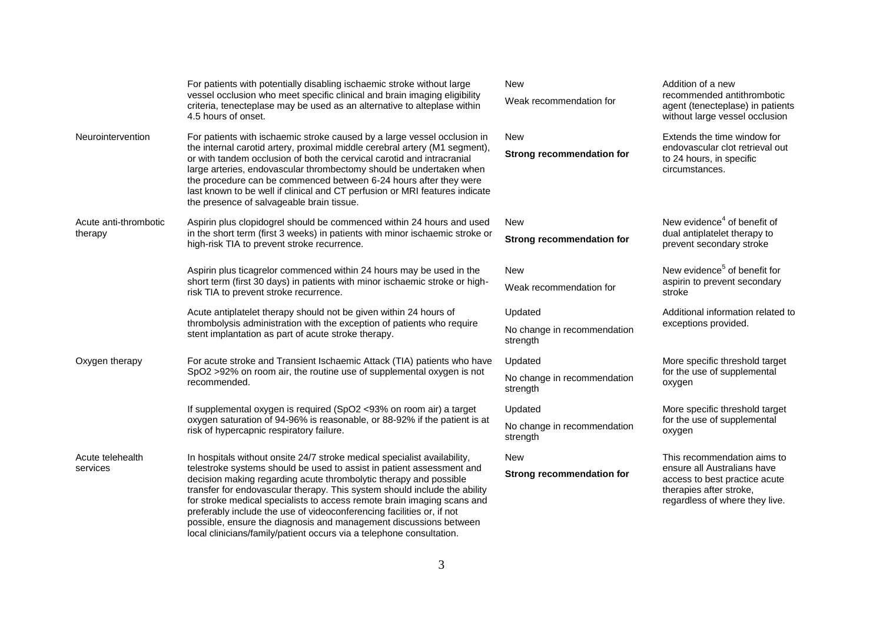|  |  |  |  |
|---|---|---|---|
|  | For patients with potentially disabling ischaemic stroke without large vessel occlusion who meet specific clinical and brain imaging eligibility criteria, tenecteplase may be used as an alternative to alteplase within 4.5 hours of onset. | New<br>Weak recommendation for | Addition of a new recommended antithrombotic agent (tenecteplase) in patients without large vessel occlusion |
| Neurointervention | For patients with ischaemic stroke caused by a large vessel occlusion in the internal carotid artery, proximal middle cerebral artery (M1 segment), or with tandem occlusion of both the cervical carotid and intracranial large arteries, endovascular thrombectomy should be undertaken when the procedure can be commenced between 6-24 hours after they were last known to be well if clinical and CT perfusion or MRI features indicate the presence of salvageable brain tissue. | New<br>**Strong recommendation for** | Extends the time window for endovascular clot retrieval out to 24 hours, in specific circumstances. |
| Acute anti-thrombotic therapy | Aspirin plus clopidogrel should be commenced within 24 hours and used in the short term (first 3 weeks) in patients with minor ischaemic stroke or high-risk TIA to prevent stroke recurrence. | New<br>**Strong recommendation for** | New evidence[4] of benefit of dual antiplatelet therapy to prevent secondary stroke |
|  | Aspirin plus ticagrelor commenced within 24 hours may be used in the short term (first 30 days) in patients with minor ischaemic stroke or high-risk TIA to prevent stroke recurrence. | New<br>Weak recommendation for | New evidence[5] of benefit for aspirin to prevent secondary stroke |
|  | Acute antiplatelet therapy should not be given within 24 hours of thrombolysis administration with the exception of patients who require stent implantation as part of acute stroke therapy. | Updated<br>No change in recommendation strength | Additional information related to exceptions provided. |
| Oxygen therapy | For acute stroke and Transient Ischaemic Attack (TIA) patients who have SpO2 >92% on room air, the routine use of supplemental oxygen is not recommended. | Updated<br>No change in recommendation strength | More specific threshold target for the use of supplemental oxygen |
|  | If supplemental oxygen is required (SpO2 <93% on room air) a target oxygen saturation of 94-96% is reasonable, or 88-92% if the patient is at risk of hypercapnic respiratory failure. | Updated<br>No change in recommendation strength | More specific threshold target for the use of supplemental oxygen |
| Acute telehealth services | In hospitals without onsite 24/7 stroke medical specialist availability, telestroke systems should be used to assist in patient assessment and decision making regarding acute thrombolytic therapy and possible transfer for endovascular therapy. This system should include the ability for stroke medical specialists to access remote brain imaging scans and preferably include the use of videoconferencing facilities or, if not possible, ensure the diagnosis and management discussions between local clinicians/family/patient occurs via a telephone consultation. | New<br>**Strong recommendation for** | This recommendation aims to ensure all Australians have access to best practice acute therapies after stroke, regardless of where they live. |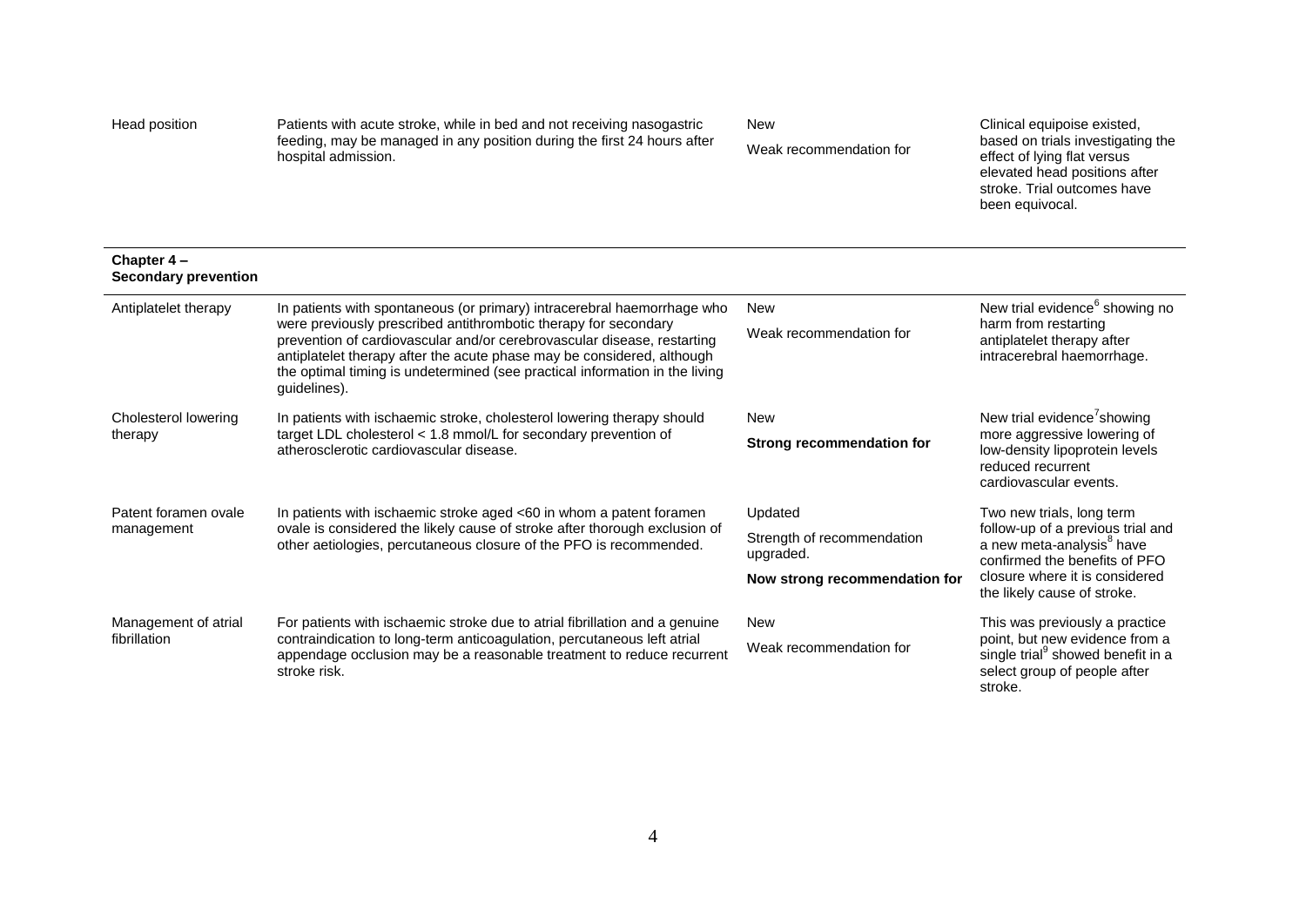| | | | |
|---|---|---|---|
| Head position | Patients with acute stroke, while in bed and not receiving nasogastric feeding, may be managed in any position during the first 24 hours after hospital admission. | New<br>Weak recommendation for | Clinical equipoise existed, based on trials investigating the effect of lying flat versus elevated head positions after stroke. Trial outcomes have been equivocal. |
| **Chapter 4 – Secondary prevention** | | | |
| Antiplatelet therapy | In patients with spontaneous (or primary) intracerebral haemorrhage who were previously prescribed antithrombotic therapy for secondary prevention of cardiovascular and/or cerebrovascular disease, restarting antiplatelet therapy after the acute phase may be considered, although the optimal timing is undetermined (see practical information in the living guidelines). | New<br>Weak recommendation for | New trial evidence[6] showing no harm from restarting antiplatelet therapy after intracerebral haemorrhage. |
| Cholesterol lowering therapy | In patients with ischaemic stroke, cholesterol lowering therapy should target LDL cholesterol < 1.8 mmol/L for secondary prevention of atherosclerotic cardiovascular disease. | New<br>**Strong recommendation for** | New trial evidence[7] showing more aggressive lowering of low-density lipoprotein levels reduced recurrent cardiovascular events. |
| Patent foramen ovale management | In patients with ischaemic stroke aged <60 in whom a patent foramen ovale is considered the likely cause of stroke after thorough exclusion of other aetiologies, percutaneous closure of the PFO is recommended. | Updated<br>Strength of recommendation upgraded.<br>**Now strong recommendation for** | Two new trials, long term follow-up of a previous trial and a new meta-analysis[8] have confirmed the benefits of PFO closure where it is considered the likely cause of stroke. |
| Management of atrial fibrillation | For patients with ischaemic stroke due to atrial fibrillation and a genuine contraindication to long-term anticoagulation, percutaneous left atrial appendage occlusion may be a reasonable treatment to reduce recurrent stroke risk. | New<br>Weak recommendation for | This was previously a practice point, but new evidence from a single trial[9] showed benefit in a select group of people after stroke. |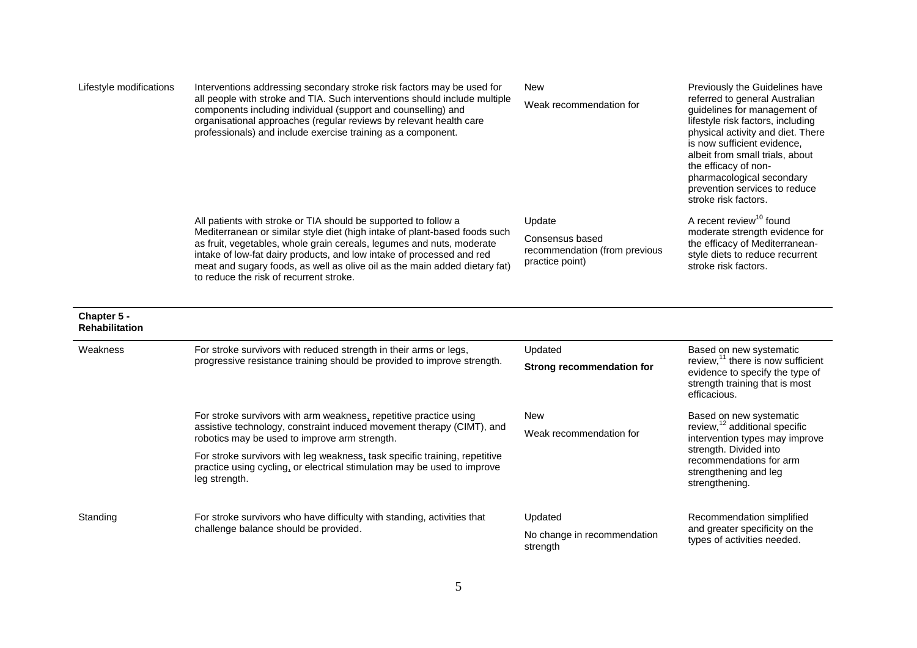| | | | |
|---|---|---|---|
| Lifestyle modifications | Interventions addressing secondary stroke risk factors may be used for all people with stroke and TIA. Such interventions should include multiple components including individual (support and counselling) and organisational approaches (regular reviews by relevant health care professionals) and include exercise training as a component. | New<br><br>Weak recommendation for | Previously the Guidelines have referred to general Australian guidelines for management of lifestyle risk factors, including physical activity and diet. There is now sufficient evidence, albeit from small trials, about the efficacy of non-pharmacological secondary prevention services to reduce stroke risk factors. |
| | All patients with stroke or TIA should be supported to follow a Mediterranean or similar style diet (high intake of plant-based foods such as fruit, vegetables, whole grain cereals, legumes and nuts, moderate intake of low-fat dairy products, and low intake of processed and red meat and sugary foods, as well as olive oil as the main added dietary fat) to reduce the risk of recurrent stroke. | Update<br><br>Consensus based recommendation (from previous practice point) | A recent review[10] found moderate strength evidence for the efficacy of Mediterranean-style diets to reduce recurrent stroke risk factors. |
| **Chapter 5 - Rehabilitation** | | | |
| Weakness | For stroke survivors with reduced strength in their arms or legs, progressive resistance training should be provided to improve strength. | Updated<br><br>**Strong recommendation for** | Based on new systematic review,[11] there is now sufficient evidence to specify the type of strength training that is most efficacious. |
| | For stroke survivors with arm weakness, repetitive practice using assistive technology, constraint induced movement therapy (CIMT), and robotics may be used to improve arm strength.<br><br>For stroke survivors with leg weakness, task specific training, repetitive practice using cycling, or electrical stimulation may be used to improve leg strength. | New<br><br>Weak recommendation for | Based on new systematic review,[12] additional specific intervention types may improve strength. Divided into recommendations for arm strengthening and leg strengthening. |
| Standing | For stroke survivors who have difficulty with standing, activities that challenge balance should be provided. | Updated<br><br>No change in recommendation strength | Recommendation simplified and greater specificity on the types of activities needed. |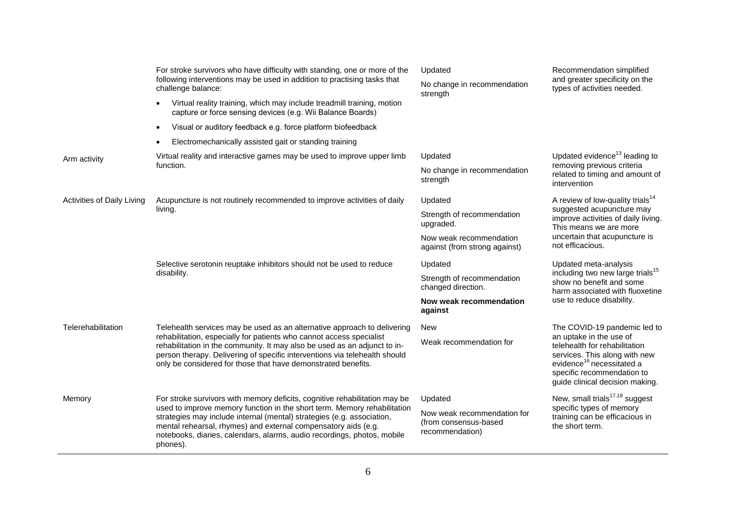| | | | |
|---|---|---|---|
| | For stroke survivors who have difficulty with standing, one or more of the following interventions may be used in addition to practising tasks that challenge balance:<br>• Virtual reality training, which may include treadmill training, motion capture or force sensing devices (e.g. Wii Balance Boards)<br>• Visual or auditory feedback e.g. force platform biofeedback<br>• Electromechanically assisted gait or standing training | Updated<br>No change in recommendation strength | Recommendation simplified and greater specificity on the types of activities needed. |
| Arm activity | Virtual reality and interactive games may be used to improve upper limb function. | Updated<br>No change in recommendation strength | Updated evidence[13] leading to removing previous criteria related to timing and amount of intervention |
| Activities of Daily Living | Acupuncture is not routinely recommended to improve activities of daily living. | Updated<br>Strength of recommendation upgraded.<br>Now weak recommendation against (from strong against) | A review of low-quality trials[14] suggested acupuncture may improve activities of daily living. This means we are more uncertain that acupuncture is not efficacious. |
| | Selective serotonin reuptake inhibitors should not be used to reduce disability. | Updated<br>Strength of recommendation changed direction.<br>**Now weak recommendation against** | Updated meta-analysis including two new large trials[15] show no benefit and some harm associated with fluoxetine use to reduce disability. |
| Telerehabilitation | Telehealth services may be used as an alternative approach to delivering rehabilitation, especially for patients who cannot access specialist rehabilitation in the community. It may also be used as an adjunct to in-person therapy. Delivering of specific interventions via telehealth should only be considered for those that have demonstrated benefits. | New<br>Weak recommendation for | The COVID-19 pandemic led to an uptake in the use of telehealth for rehabilitation services. This along with new evidence[16] necessitated a specific recommendation to guide clinical decision making. |
| Memory | For stroke survivors with memory deficits, cognitive rehabilitation may be used to improve memory function in the short term. Memory rehabilitation strategies may include internal (mental) strategies (e.g. association, mental rehearsal, rhymes) and external compensatory aids (e.g. notebooks, diaries, calendars, alarms, audio recordings, photos, mobile phones). | Updated<br>Now weak recommendation for (from consensus-based recommendation) | New, small trials[17,18] suggest specific types of memory training can be efficacious in the short term. |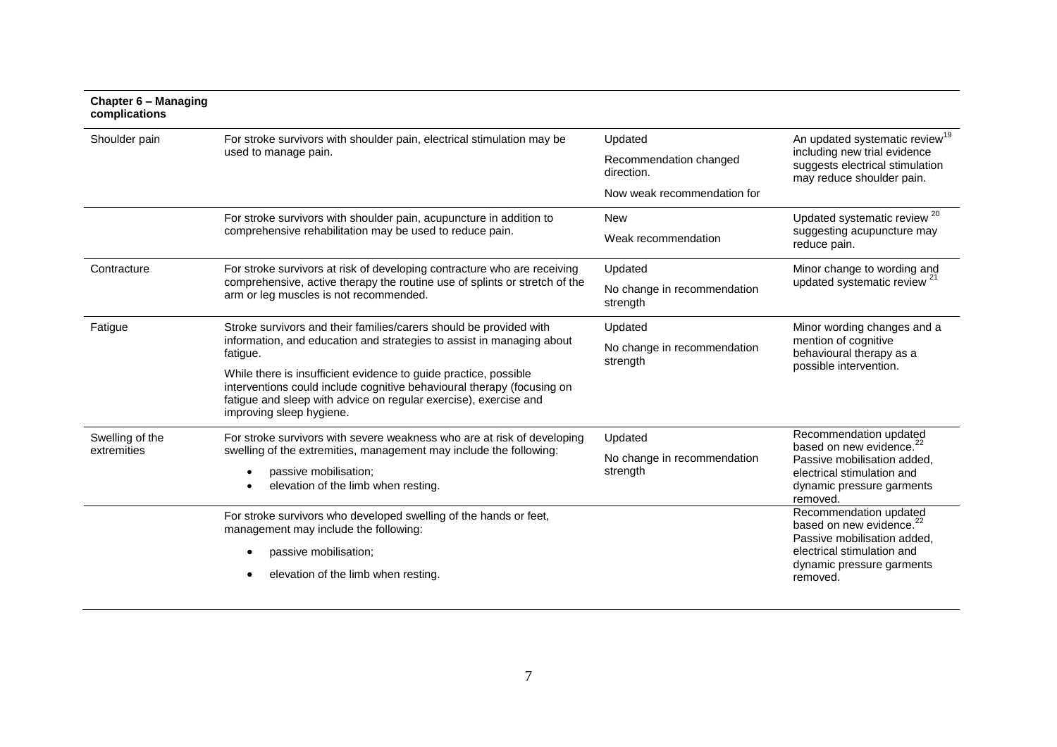| **Chapter 6 – Managing complications** | | | |
|---|---|---|---|
| Shoulder pain | For stroke survivors with shoulder pain, electrical stimulation may be used to manage pain. | Updated<br><br>Recommendation changed direction.<br><br>Now weak recommendation for | An updated systematic review[19] including new trial evidence suggests electrical stimulation may reduce shoulder pain. |
| | For stroke survivors with shoulder pain, acupuncture in addition to comprehensive rehabilitation may be used to reduce pain. | New<br><br>Weak recommendation | Updated systematic review [20] suggesting acupuncture may reduce pain. |
| Contracture | For stroke survivors at risk of developing contracture who are receiving comprehensive, active therapy the routine use of splints or stretch of the arm or leg muscles is not recommended. | Updated<br><br>No change in recommendation strength | Minor change to wording and updated systematic review [21] |
| Fatigue | Stroke survivors and their families/carers should be provided with information, and education and strategies to assist in managing about fatigue.<br><br>While there is insufficient evidence to guide practice, possible interventions could include cognitive behavioural therapy (focusing on fatigue and sleep with advice on regular exercise), exercise and improving sleep hygiene. | Updated<br><br>No change in recommendation strength | Minor wording changes and a mention of cognitive behavioural therapy as a possible intervention. |
| Swelling of the extremities | For stroke survivors with severe weakness who are at risk of developing swelling of the extremities, management may include the following:<br>• passive mobilisation;<br>• elevation of the limb when resting. | Updated<br><br>No change in recommendation strength | Recommendation updated based on new evidence.[22] Passive mobilisation added, electrical stimulation and dynamic pressure garments removed. |
| | For stroke survivors who developed swelling of the hands or feet, management may include the following:<br>• passive mobilisation;<br>• elevation of the limb when resting. | | Recommendation updated based on new evidence.[22] Passive mobilisation added, electrical stimulation and dynamic pressure garments removed. |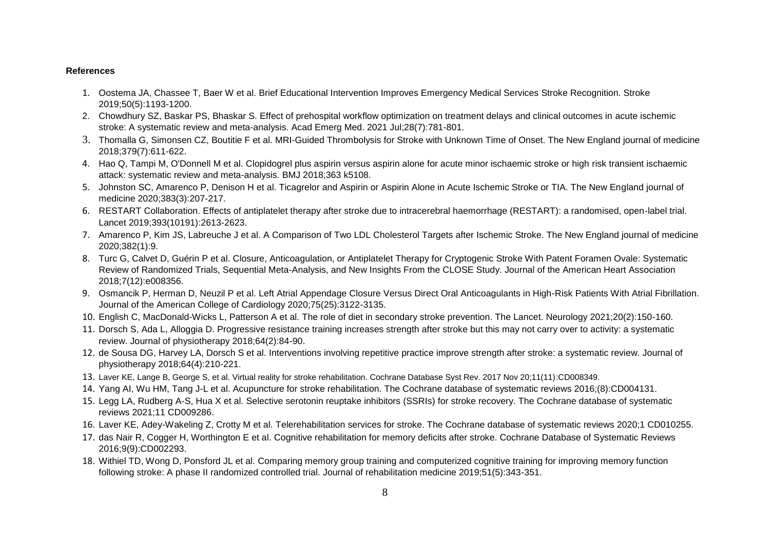**References**

1. Oostema JA, Chassee T, Baer W et al. Brief Educational Intervention Improves Emergency Medical Services Stroke Recognition. Stroke 2019;50(5):1193-1200.
2. Chowdhury SZ, Baskar PS, Bhaskar S. Effect of prehospital workflow optimization on treatment delays and clinical outcomes in acute ischemic stroke: A systematic review and meta-analysis. Acad Emerg Med. 2021 Jul;28(7):781-801.
3. Thomalla G, Simonsen CZ, Boutitie F et al. MRI-Guided Thrombolysis for Stroke with Unknown Time of Onset. The New England journal of medicine 2018;379(7):611-622.
4. Hao Q, Tampi M, O'Donnell M et al. Clopidogrel plus aspirin versus aspirin alone for acute minor ischaemic stroke or high risk transient ischaemic attack: systematic review and meta-analysis. BMJ 2018;363 k5108.
5. Johnston SC, Amarenco P, Denison H et al. Ticagrelor and Aspirin or Aspirin Alone in Acute Ischemic Stroke or TIA. The New England journal of medicine 2020;383(3):207-217.
6. RESTART Collaboration. Effects of antiplatelet therapy after stroke due to intracerebral haemorrhage (RESTART): a randomised, open-label trial. Lancet 2019;393(10191):2613-2623.
7. Amarenco P, Kim JS, Labreuche J et al. A Comparison of Two LDL Cholesterol Targets after Ischemic Stroke. The New England journal of medicine 2020;382(1):9.
8. Turc G, Calvet D, Guérin P et al. Closure, Anticoagulation, or Antiplatelet Therapy for Cryptogenic Stroke With Patent Foramen Ovale: Systematic Review of Randomized Trials, Sequential Meta-Analysis, and New Insights From the CLOSE Study. Journal of the American Heart Association 2018;7(12):e008356.
9. Osmancik P, Herman D, Neuzil P et al. Left Atrial Appendage Closure Versus Direct Oral Anticoagulants in High-Risk Patients With Atrial Fibrillation. Journal of the American College of Cardiology 2020;75(25):3122-3135.
10. English C, MacDonald-Wicks L, Patterson A et al. The role of diet in secondary stroke prevention. The Lancet. Neurology 2021;20(2):150-160.
11. Dorsch S, Ada L, Alloggia D. Progressive resistance training increases strength after stroke but this may not carry over to activity: a systematic review. Journal of physiotherapy 2018;64(2):84-90.
12. de Sousa DG, Harvey LA, Dorsch S et al. Interventions involving repetitive practice improve strength after stroke: a systematic review. Journal of physiotherapy 2018;64(4):210-221.
13. Laver KE, Lange B, George S, et al. Virtual reality for stroke rehabilitation. Cochrane Database Syst Rev. 2017 Nov 20;11(11):CD008349.
14. Yang AI, Wu HM, Tang J-L et al. Acupuncture for stroke rehabilitation. The Cochrane database of systematic reviews 2016;(8):CD004131.
15. Legg LA, Rudberg A-S, Hua X et al. Selective serotonin reuptake inhibitors (SSRIs) for stroke recovery. The Cochrane database of systematic reviews 2021;11 CD009286.
16. Laver KE, Adey-Wakeling Z, Crotty M et al. Telerehabilitation services for stroke. The Cochrane database of systematic reviews 2020;1 CD010255.
17. das Nair R, Cogger H, Worthington E et al. Cognitive rehabilitation for memory deficits after stroke. Cochrane Database of Systematic Reviews 2016;9(9):CD002293.
18. Withiel TD, Wong D, Ponsford JL et al. Comparing memory group training and computerized cognitive training for improving memory function following stroke: A phase II randomized controlled trial. Journal of rehabilitation medicine 2019;51(5):343-351.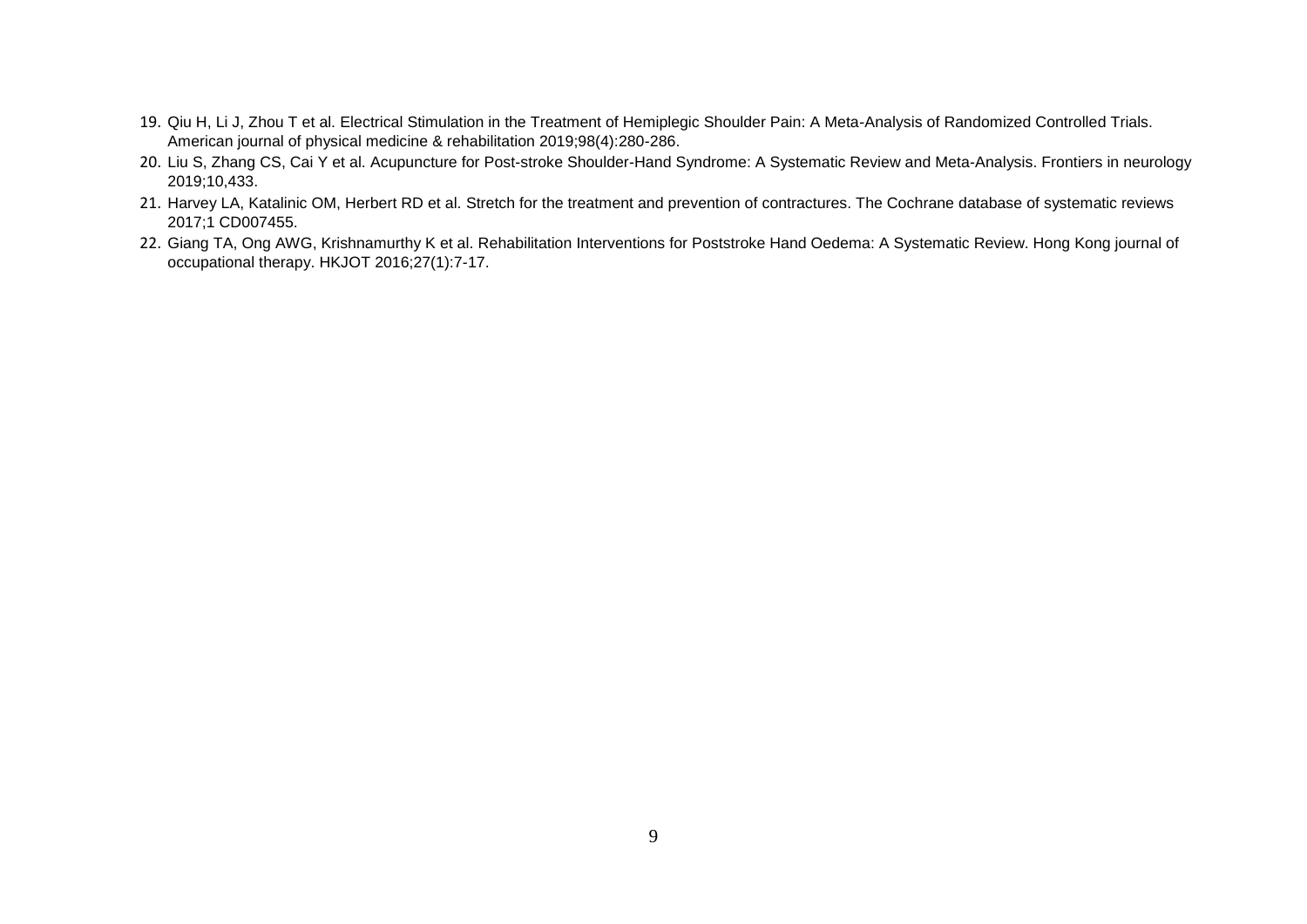19. Qiu H, Li J, Zhou T et al. Electrical Stimulation in the Treatment of Hemiplegic Shoulder Pain: A Meta-Analysis of Randomized Controlled Trials. American journal of physical medicine & rehabilitation 2019;98(4):280-286.
20. Liu S, Zhang CS, Cai Y et al. Acupuncture for Post-stroke Shoulder-Hand Syndrome: A Systematic Review and Meta-Analysis. Frontiers in neurology 2019;10,433.
21. Harvey LA, Katalinic OM, Herbert RD et al. Stretch for the treatment and prevention of contractures. The Cochrane database of systematic reviews 2017;1 CD007455.
22. Giang TA, Ong AWG, Krishnamurthy K et al. Rehabilitation Interventions for Poststroke Hand Oedema: A Systematic Review. Hong Kong journal of occupational therapy. HKJOT 2016;27(1):7-17.